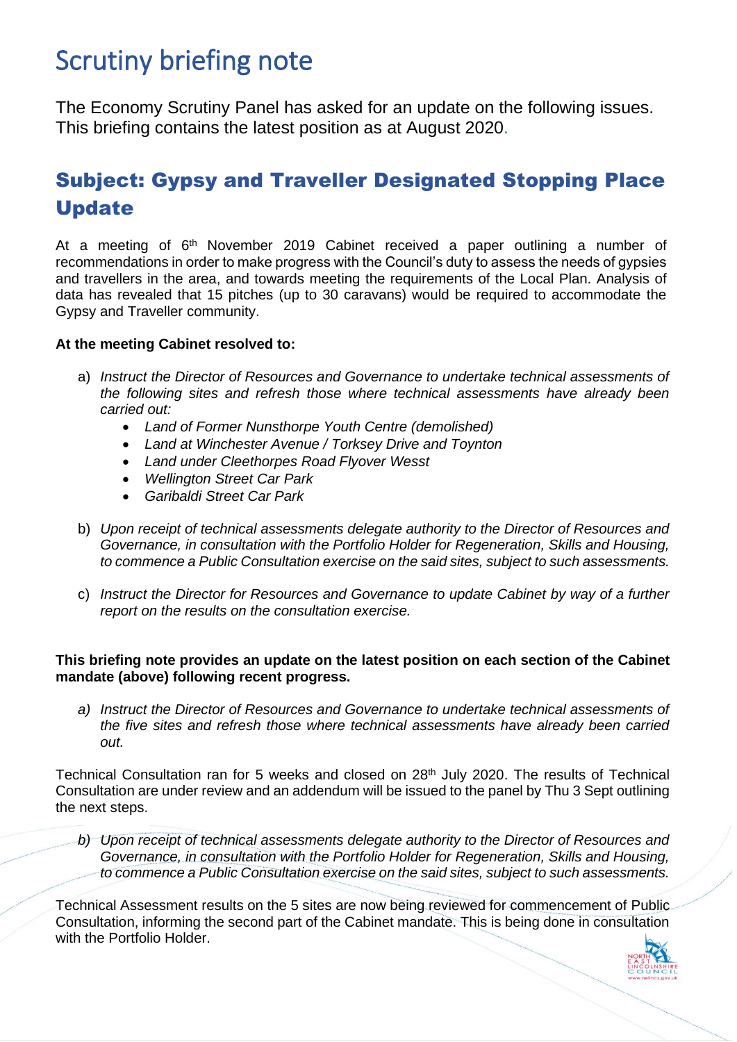# Scrutiny briefing note

The Economy Scrutiny Panel has asked for an update on the following issues. This briefing contains the latest position as at August 2020.

## Subject: Gypsy and Traveller Designated Stopping Place Update

At a meeting of 6th November 2019 Cabinet received a paper outlining a number of recommendations in order to make progress with the Council's duty to assess the needs of gypsies and travellers in the area, and towards meeting the requirements of the Local Plan. Analysis of data has revealed that 15 pitches (up to 30 caravans) would be required to accommodate the Gypsy and Traveller community.

**At the meeting Cabinet resolved to:**

a) *Instruct the Director of Resources and Governance to undertake technical assessments of the following sites and refresh those where technical assessments have already been carried out:*
   - *Land of Former Nunsthorpe Youth Centre (demolished)*
   - *Land at Winchester Avenue / Torksey Drive and Toynton*
   - *Land under Cleethorpes Road Flyover Wesst*
   - *Wellington Street Car Park*
   - *Garibaldi Street Car Park*

b) *Upon receipt of technical assessments delegate authority to the Director of Resources and Governance, in consultation with the Portfolio Holder for Regeneration, Skills and Housing, to commence a Public Consultation exercise on the said sites, subject to such assessments.*

c) *Instruct the Director for Resources and Governance to update Cabinet by way of a further report on the results on the consultation exercise.*

**This briefing note provides an update on the latest position on each section of the Cabinet mandate (above) following recent progress.**

*a) Instruct the Director of Resources and Governance to undertake technical assessments of the five sites and refresh those where technical assessments have already been carried out.*

Technical Consultation ran for 5 weeks and closed on 28th July 2020. The results of Technical Consultation are under review and an addendum will be issued to the panel by Thu 3 Sept outlining the next steps.

*b) Upon receipt of technical assessments delegate authority to the Director of Resources and Governance, in consultation with the Portfolio Holder for Regeneration, Skills and Housing, to commence a Public Consultation exercise on the said sites, subject to such assessments.*

Technical Assessment results on the 5 sites are now being reviewed for commencement of Public Consultation, informing the second part of the Cabinet mandate. This is being done in consultation with the Portfolio Holder.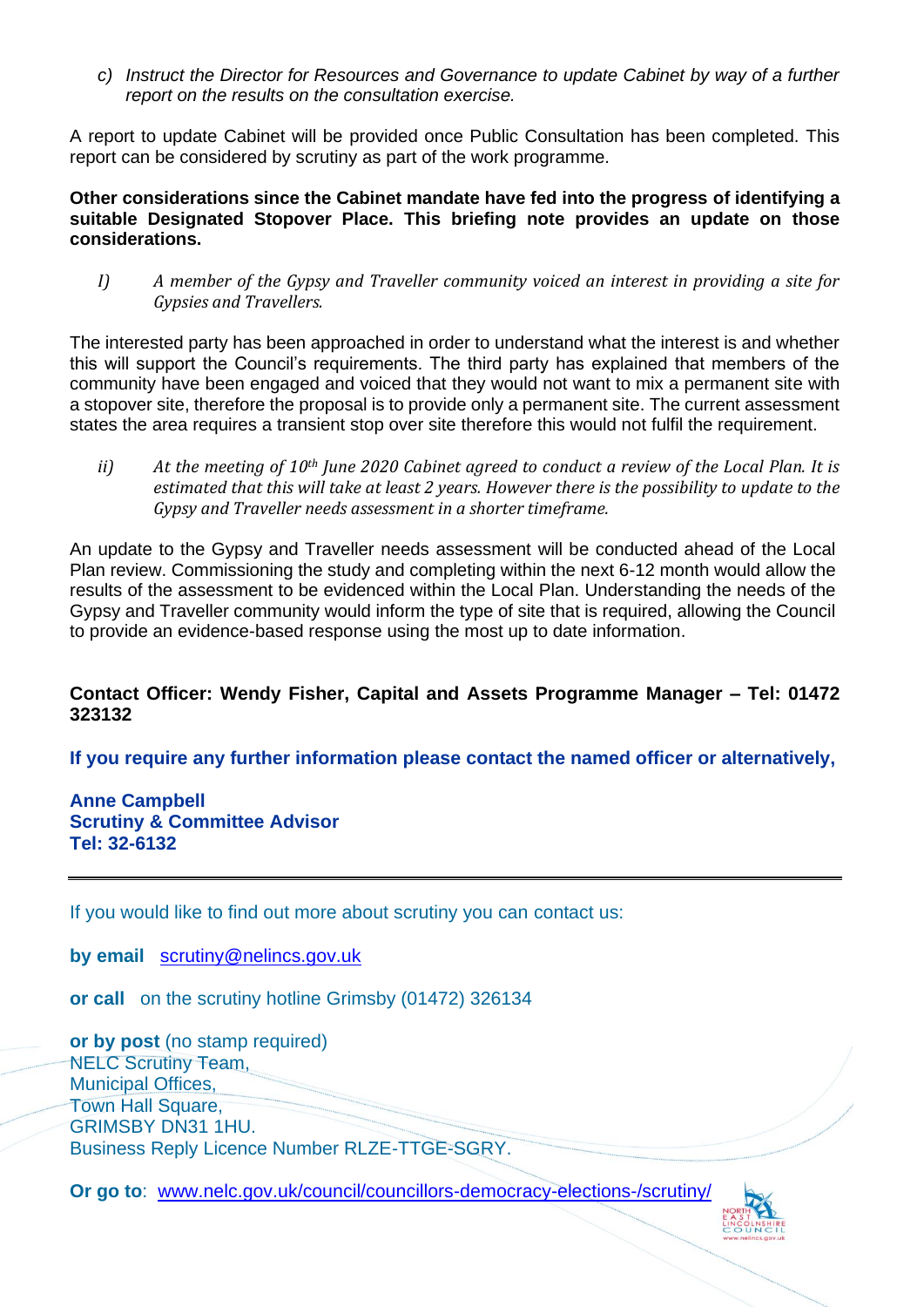c) *Instruct the Director for Resources and Governance to update Cabinet by way of a further report on the results on the consultation exercise.*

A report to update Cabinet will be provided once Public Consultation has been completed. This report can be considered by scrutiny as part of the work programme.

**Other considerations since the Cabinet mandate have fed into the progress of identifying a suitable Designated Stopover Place. This briefing note provides an update on those considerations.**

I) *A member of the Gypsy and Traveller community voiced an interest in providing a site for Gypsies and Travellers.*

The interested party has been approached in order to understand what the interest is and whether this will support the Council's requirements. The third party has explained that members of the community have been engaged and voiced that they would not want to mix a permanent site with a stopover site, therefore the proposal is to provide only a permanent site. The current assessment states the area requires a transient stop over site therefore this would not fulfil the requirement.

ii) *At the meeting of 10th June 2020 Cabinet agreed to conduct a review of the Local Plan. It is estimated that this will take at least 2 years. However there is the possibility to update to the Gypsy and Traveller needs assessment in a shorter timeframe.*

An update to the Gypsy and Traveller needs assessment will be conducted ahead of the Local Plan review. Commissioning the study and completing within the next 6-12 month would allow the results of the assessment to be evidenced within the Local Plan. Understanding the needs of the Gypsy and Traveller community would inform the type of site that is required, allowing the Council to provide an evidence-based response using the most up to date information.

**Contact Officer: Wendy Fisher, Capital and Assets Programme Manager – Tel: 01472 323132**

**If you require any further information please contact the named officer or alternatively,**

**Anne Campbell**
**Scrutiny & Committee Advisor**
**Tel: 32-6132**

---

If you would like to find out more about scrutiny you can contact us:

**by email** scrutiny@nelincs.gov.uk

**or call** on the scrutiny hotline Grimsby (01472) 326134

**or by post** (no stamp required)
NELC Scrutiny Team,
Municipal Offices,
Town Hall Square,
GRIMSBY DN31 1HU.
Business Reply Licence Number RLZE-TTGE-SGRY.

**Or go to**: www.nelc.gov.uk/council/councillors-democracy-elections-/scrutiny/